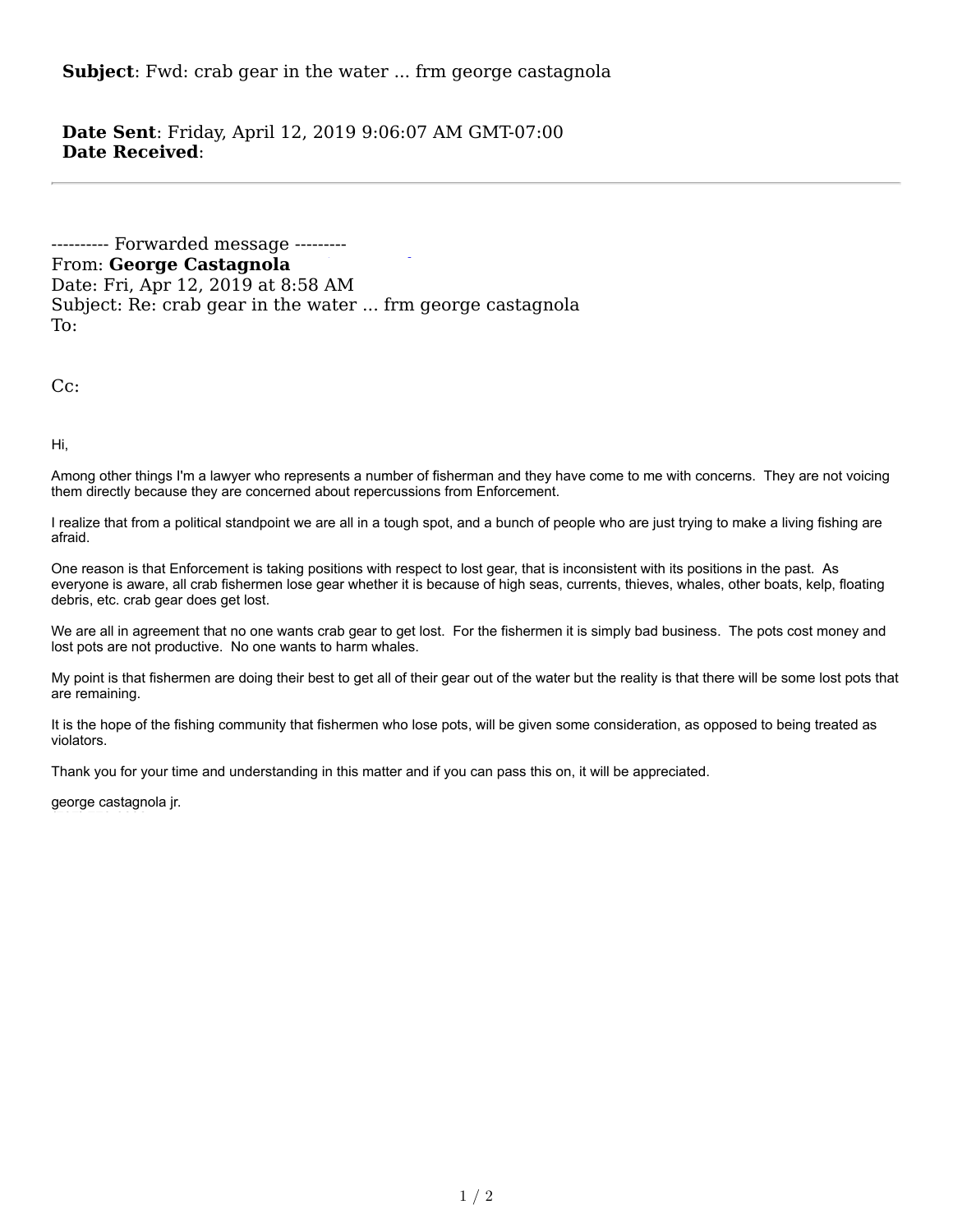**Subject**: Fwd: crab gear in the water ... frm george castagnola

**Date Sent**: Friday, April 12, 2019 9:06:07 AM GMT-07:00
**Date Received**:

---

---------- Forwarded message ---------
From: **George Castagnola**
Date: Fri, Apr 12, 2019 at 8:58 AM
Subject: Re: crab gear in the water ... frm george castagnola
To:

Cc:

Hi,

Among other things I'm a lawyer who represents a number of fisherman and they have come to me with concerns. They are not voicing them directly because they are concerned about repercussions from Enforcement.

I realize that from a political standpoint we are all in a tough spot, and a bunch of people who are just trying to make a living fishing are afraid.

One reason is that Enforcement is taking positions with respect to lost gear, that is inconsistent with its positions in the past. As everyone is aware, all crab fishermen lose gear whether it is because of high seas, currents, thieves, whales, other boats, kelp, floating debris, etc. crab gear does get lost.

We are all in agreement that no one wants crab gear to get lost. For the fishermen it is simply bad business. The pots cost money and lost pots are not productive. No one wants to harm whales.

My point is that fishermen are doing their best to get all of their gear out of the water but the reality is that there will be some lost pots that are remaining.

It is the hope of the fishing community that fishermen who lose pots, will be given some consideration, as opposed to being treated as violators.

Thank you for your time and understanding in this matter and if you can pass this on, it will be appreciated.

george castagnola jr.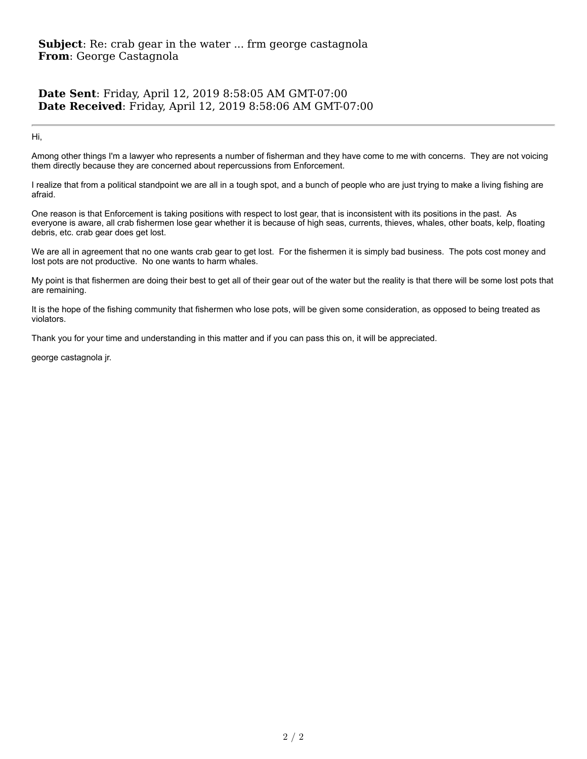**Subject**: Re: crab gear in the water ... frm george castagnola
**From**: George Castagnola

**Date Sent**: Friday, April 12, 2019 8:58:05 AM GMT-07:00
**Date Received**: Friday, April 12, 2019 8:58:06 AM GMT-07:00

---

Hi,

Among other things I'm a lawyer who represents a number of fisherman and they have come to me with concerns. They are not voicing them directly because they are concerned about repercussions from Enforcement.

I realize that from a political standpoint we are all in a tough spot, and a bunch of people who are just trying to make a living fishing are afraid.

One reason is that Enforcement is taking positions with respect to lost gear, that is inconsistent with its positions in the past. As everyone is aware, all crab fishermen lose gear whether it is because of high seas, currents, thieves, whales, other boats, kelp, floating debris, etc. crab gear does get lost.

We are all in agreement that no one wants crab gear to get lost. For the fishermen it is simply bad business. The pots cost money and lost pots are not productive. No one wants to harm whales.

My point is that fishermen are doing their best to get all of their gear out of the water but the reality is that there will be some lost pots that are remaining.

It is the hope of the fishing community that fishermen who lose pots, will be given some consideration, as opposed to being treated as violators.

Thank you for your time and understanding in this matter and if you can pass this on, it will be appreciated.

george castagnola jr.